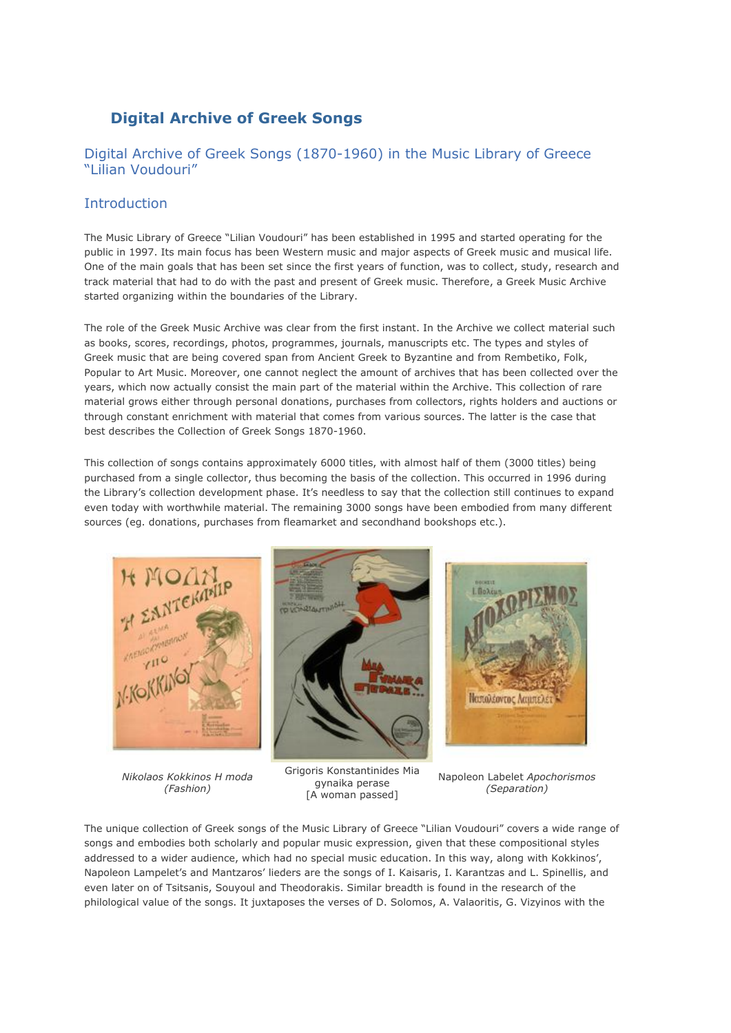# Digital Archive of Greek Songs

## Digital Archive of Greek Songs (1870-1960) in the Music Library of Greece "Lilian Voudouri"

### Introduction

The Music Library of Greece "Lilian Voudouri" has been established in 1995 and started operating for the public in 1997. Its main focus has been Western music and major aspects of Greek music and musical life. One of the main goals that has been set since the first years of function, was to collect, study, research and track material that had to do with the past and present of Greek music. Therefore, a Greek Music Archive started organizing within the boundaries of the Library.

The role of the Greek Music Archive was clear from the first instant. In the Archive we collect material such as books, scores, recordings, photos, programmes, journals, manuscripts etc. The types and styles of Greek music that are being covered span from Ancient Greek to Byzantine and from Rembetiko, Folk, Popular to Art Music. Moreover, one cannot neglect the amount of archives that has been collected over the years, which now actually consist the main part of the material within the Archive. This collection of rare material grows either through personal donations, purchases from collectors, rights holders and auctions or through constant enrichment with material that comes from various sources. The latter is the case that best describes the Collection of Greek Songs 1870-1960.

This collection of songs contains approximately 6000 titles, with almost half of them (3000 titles) being purchased from a single collector, thus becoming the basis of the collection. This occurred in 1996 during the Library's collection development phase. It's needless to say that the collection still continues to expand even today with worthwhile material. The remaining 3000 songs have been embodied from many different sources (eg. donations, purchases from fleamarket and secondhand bookshops etc.).

Nikolaos Kokkinos *H moda (Fashion)*

Grigoris Konstantinides Mia gynaika perase [A woman passed]

Napoleon Labelet *Apochorismos (Separation)*

The unique collection of Greek songs of the Music Library of Greece "Lilian Voudouri" covers a wide range of songs and embodies both scholarly and popular music expression, given that these compositional styles addressed to a wider audience, which had no special music education. In this way, along with Kokkinos', Napoleon Lampelet's and Mantzaros' lieders are the songs of I. Kaisaris, I. Karantzas and L. Spinellis, and even later on of Tsitsanis, Souyoul and Theodorakis. Similar breadth is found in the research of the philological value of the songs. It juxtaposes the verses of D. Solomos, A. Valaoritis, G. Vizyinos with the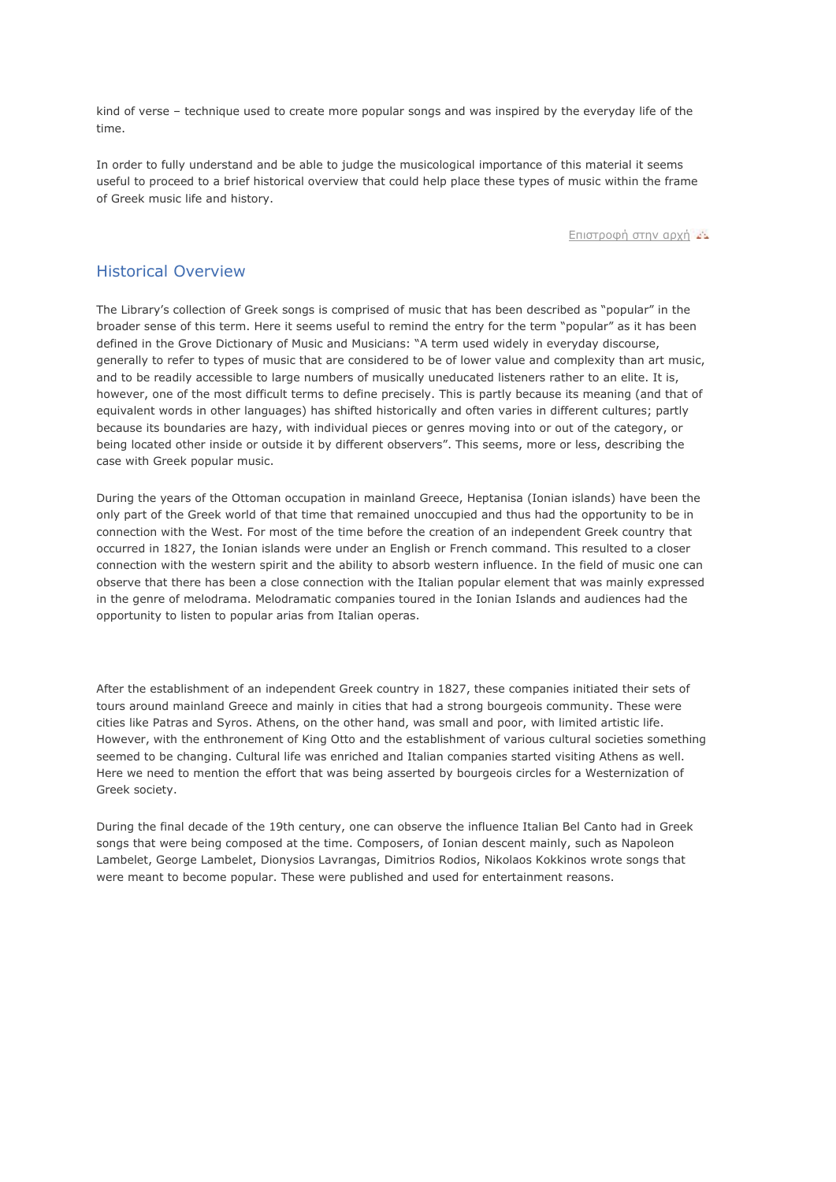kind of verse – technique used to create more popular songs and was inspired by the everyday life of the time.

In order to fully understand and be able to judge the musicological importance of this material it seems useful to proceed to a brief historical overview that could help place these types of music within the frame of Greek music life and history.

Επιστροφή στην αρχή

## Historical Overview

The Library's collection of Greek songs is comprised of music that has been described as "popular" in the broader sense of this term. Here it seems useful to remind the entry for the term "popular" as it has been defined in the Grove Dictionary of Music and Musicians: "A term used widely in everyday discourse, generally to refer to types of music that are considered to be of lower value and complexity than art music, and to be readily accessible to large numbers of musically uneducated listeners rather to an elite. It is, however, one of the most difficult terms to define precisely. This is partly because its meaning (and that of equivalent words in other languages) has shifted historically and often varies in different cultures; partly because its boundaries are hazy, with individual pieces or genres moving into or out of the category, or being located other inside or outside it by different observers". This seems, more or less, describing the case with Greek popular music.

During the years of the Ottoman occupation in mainland Greece, Heptanisa (Ionian islands) have been the only part of the Greek world of that time that remained unoccupied and thus had the opportunity to be in connection with the West. For most of the time before the creation of an independent Greek country that occurred in 1827, the Ionian islands were under an English or French command. This resulted to a closer connection with the western spirit and the ability to absorb western influence. In the field of music one can observe that there has been a close connection with the Italian popular element that was mainly expressed in the genre of melodrama. Melodramatic companies toured in the Ionian Islands and audiences had the opportunity to listen to popular arias from Italian operas.

After the establishment of an independent Greek country in 1827, these companies initiated their sets of tours around mainland Greece and mainly in cities that had a strong bourgeois community. These were cities like Patras and Syros. Athens, on the other hand, was small and poor, with limited artistic life. However, with the enthronement of King Otto and the establishment of various cultural societies something seemed to be changing. Cultural life was enriched and Italian companies started visiting Athens as well. Here we need to mention the effort that was being asserted by bourgeois circles for a Westernization of Greek society.

During the final decade of the 19th century, one can observe the influence Italian Bel Canto had in Greek songs that were being composed at the time. Composers, of Ionian descent mainly, such as Napoleon Lambelet, George Lambelet, Dionysios Lavrangas, Dimitrios Rodios, Nikolaos Kokkinos wrote songs that were meant to become popular. These were published and used for entertainment reasons.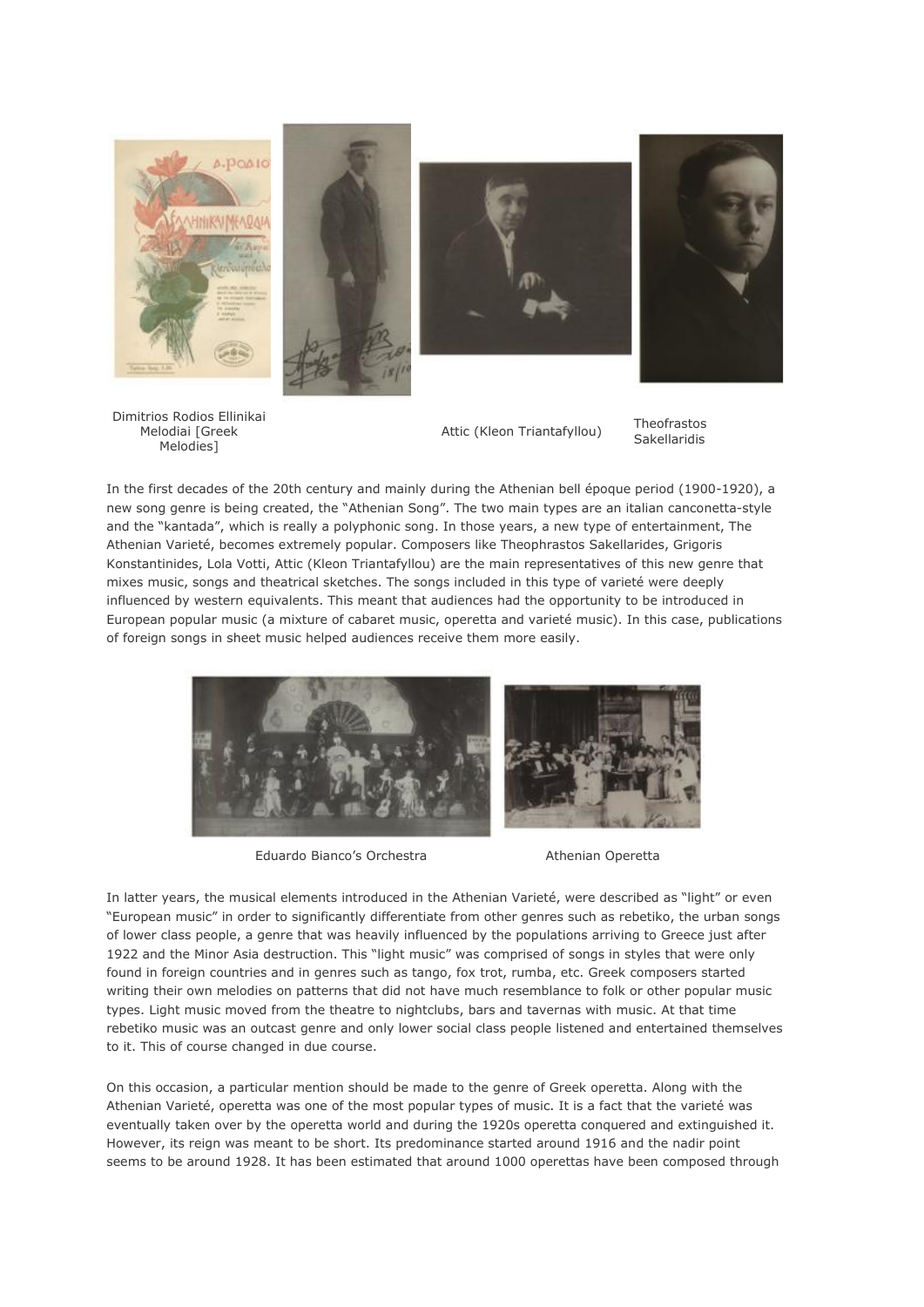Dimitrios Rodios Ellinikai Melodiai [Greek Melodies]

Attic (Kleon Triantafyllou)

Theofrastos Sakellaridis

In the first decades of the 20th century and mainly during the Athenian bell époque period (1900-1920), a new song genre is being created, the "Athenian Song". The two main types are an italian canconetta-style and the "kantada", which is really a polyphonic song. In those years, a new type of entertainment, The Athenian Varieté, becomes extremely popular. Composers like Theophrastos Sakellarides, Grigoris Konstantinides, Lola Votti, Attic (Kleon Triantafyllou) are the main representatives of this new genre that mixes music, songs and theatrical sketches. The songs included in this type of varieté were deeply influenced by western equivalents. This meant that audiences had the opportunity to be introduced in European popular music (a mixture of cabaret music, operetta and varieté music). In this case, publications of foreign songs in sheet music helped audiences receive them more easily.

Eduardo Bianco's Orchestra

Athenian Operetta

In latter years, the musical elements introduced in the Athenian Varieté, were described as "light" or even "European music" in order to significantly differentiate from other genres such as rebetiko, the urban songs of lower class people, a genre that was heavily influenced by the populations arriving to Greece just after 1922 and the Minor Asia destruction. This "light music" was comprised of songs in styles that were only found in foreign countries and in genres such as tango, fox trot, rumba, etc. Greek composers started writing their own melodies on patterns that did not have much resemblance to folk or other popular music types. Light music moved from the theatre to nightclubs, bars and tavernas with music. At that time rebetiko music was an outcast genre and only lower social class people listened and entertained themselves to it. This of course changed in due course.

On this occasion, a particular mention should be made to the genre of Greek operetta. Along with the Athenian Varieté, operetta was one of the most popular types of music. It is a fact that the varieté was eventually taken over by the operetta world and during the 1920s operetta conquered and extinguished it. However, its reign was meant to be short. Its predominance started around 1916 and the nadir point seems to be around 1928. It has been estimated that around 1000 operettas have been composed through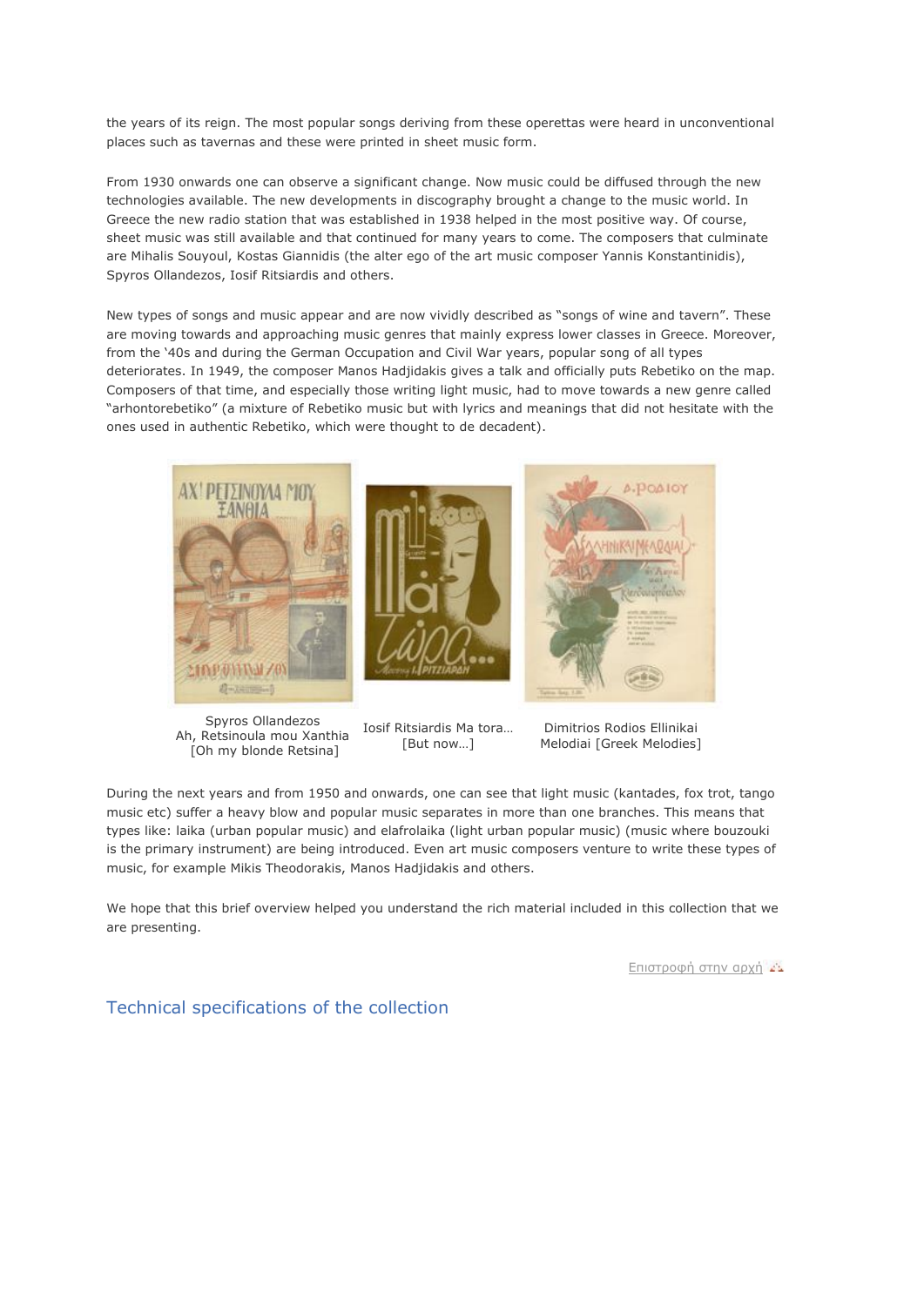the years of its reign. The most popular songs deriving from these operettas were heard in unconventional places such as tavernas and these were printed in sheet music form.

From 1930 onwards one can observe a significant change. Now music could be diffused through the new technologies available. The new developments in discography brought a change to the music world. In Greece the new radio station that was established in 1938 helped in the most positive way. Of course, sheet music was still available and that continued for many years to come. The composers that culminate are Mihalis Souyoul, Kostas Giannidis (the alter ego of the art music composer Yannis Konstantinidis), Spyros Ollandezos, Iosif Ritsiardis and others.

New types of songs and music appear and are now vividly described as "songs of wine and tavern". These are moving towards and approaching music genres that mainly express lower classes in Greece. Moreover, from the '40s and during the German Occupation and Civil War years, popular song of all types deteriorates. In 1949, the composer Manos Hadjidakis gives a talk and officially puts Rebetiko on the map. Composers of that time, and especially those writing light music, had to move towards a new genre called "arhontorebetiko" (a mixture of Rebetiko music but with lyrics and meanings that did not hesitate with the ones used in authentic Rebetiko, which were thought to de decadent).

Spyros Ollandezos Ah, Retsinoula mou Xanthia [Oh my blonde Retsina]

Iosif Ritsiardis Ma tora… [But now…]

Dimitrios Rodios Ellinikai Melodiai [Greek Melodies]

During the next years and from 1950 and onwards, one can see that light music (kantades, fox trot, tango music etc) suffer a heavy blow and popular music separates in more than one branches. This means that types like: laika (urban popular music) and elafrolaika (light urban popular music) (music where bouzouki is the primary instrument) are being introduced. Even art music composers venture to write these types of music, for example Mikis Theodorakis, Manos Hadjidakis and others.

We hope that this brief overview helped you understand the rich material included in this collection that we are presenting.

Επιστροφή στην αρχή

## Technical specifications of the collection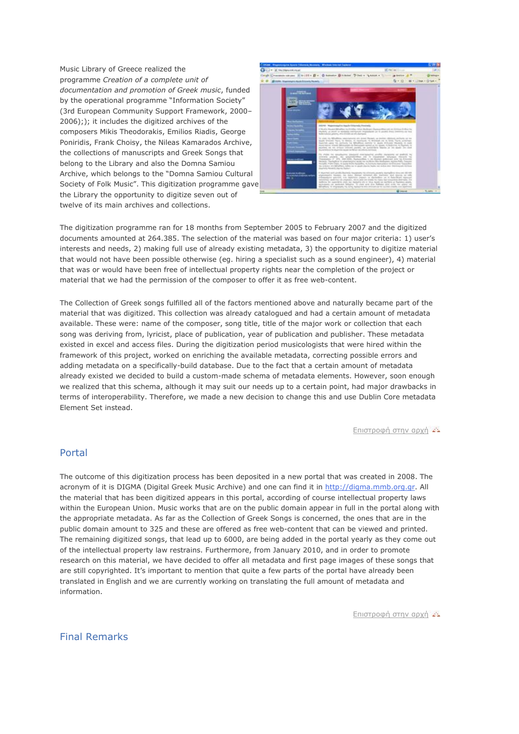Music Library of Greece realized the programme *Creation of a complete unit of documentation and promotion of Greek music*, funded by the operational programme "Information Society" (3rd European Community Support Framework, 2000–2006);); it includes the digitized archives of the composers Mikis Theodorakis, Emilios Riadis, George Poniridis, Frank Choisy, the Nileas Kamarados Archive, the collections of manuscripts and Greek Songs that belong to the Library and also the Domna Samiou Archive, which belongs to the "Domna Samiou Cultural Society of Folk Music". This digitization programme gave the Library the opportunity to digitize seven out of twelve of its main archives and collections.

The digitization programme ran for 18 months from September 2005 to February 2007 and the digitized documents amounted at 264.385. The selection of the material was based on four major criteria: 1) user's interests and needs, 2) making full use of already existing metadata, 3) the opportunity to digitize material that would not have been possible otherwise (eg. hiring a specialist such as a sound engineer), 4) material that was or would have been free of intellectual property rights near the completion of the project or material that we had the permission of the composer to offer it as free web-content.

The Collection of Greek songs fulfilled all of the factors mentioned above and naturally became part of the material that was digitized. This collection was already catalogued and had a certain amount of metadata available. These were: name of the composer, song title, title of the major work or collection that each song was deriving from, lyricist, place of publication, year of publication and publisher. These metadata existed in excel and access files. During the digitization period musicologists that were hired within the framework of this project, worked on enriching the available metadata, correcting possible errors and adding metadata on a specifically-build database. Due to the fact that a certain amount of metadata already existed we decided to build a custom-made schema of metadata elements. However, soon enough we realized that this schema, although it may suit our needs up to a certain point, had major drawbacks in terms of interoperability. Therefore, we made a new decision to change this and use Dublin Core metadata Element Set instead.

Επιστροφή στην αρχή

## Portal

The outcome of this digitization process has been deposited in a new portal that was created in 2008. The acronym of it is DIGMA (Digital Greek Music Archive) and one can find it in http://digma.mmb.org.gr. All the material that has been digitized appears in this portal, according of course intellectual property laws within the European Union. Music works that are on the public domain appear in full in the portal along with the appropriate metadata. As far as the Collection of Greek Songs is concerned, the ones that are in the public domain amount to 325 and these are offered as free web-content that can be viewed and printed. The remaining digitized songs, that lead up to 6000, are being added in the portal yearly as they come out of the intellectual property law restrains. Furthermore, from January 2010, and in order to promote research on this material, we have decided to offer all metadata and first page images of these songs that are still copyrighted. It's important to mention that quite a few parts of the portal have already been translated in English and we are currently working on translating the full amount of metadata and information.

Επιστροφή στην αρχή

## Final Remarks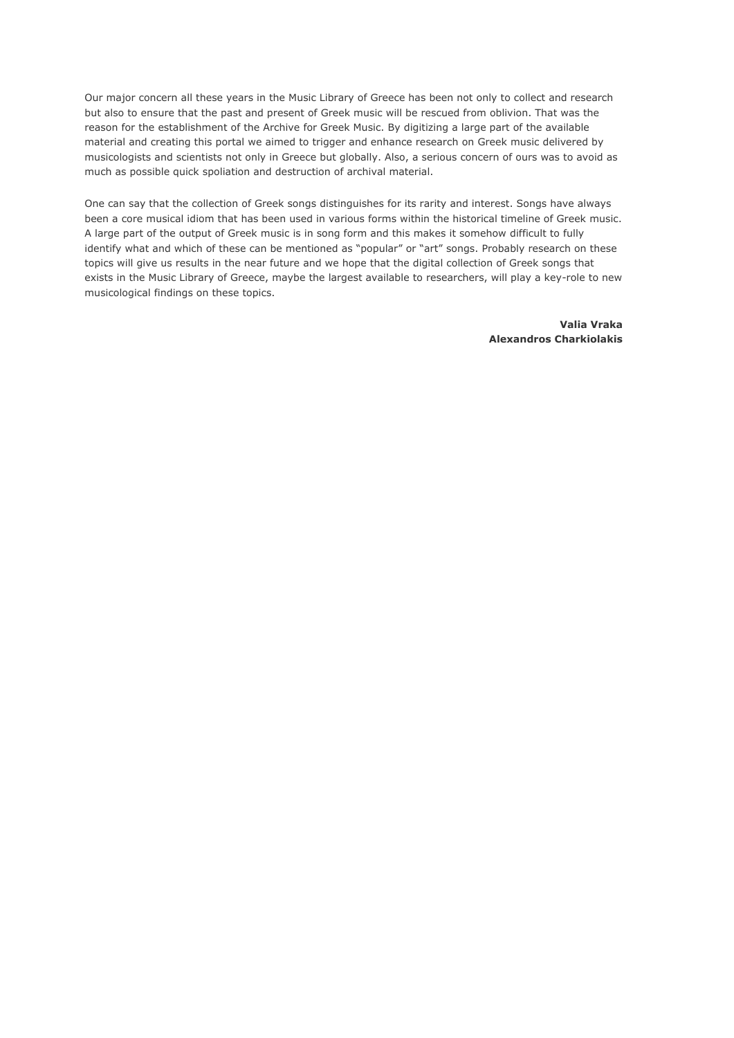Our major concern all these years in the Music Library of Greece has been not only to collect and research but also to ensure that the past and present of Greek music will be rescued from oblivion. That was the reason for the establishment of the Archive for Greek Music. By digitizing a large part of the available material and creating this portal we aimed to trigger and enhance research on Greek music delivered by musicologists and scientists not only in Greece but globally. Also, a serious concern of ours was to avoid as much as possible quick spoliation and destruction of archival material.

One can say that the collection of Greek songs distinguishes for its rarity and interest. Songs have always been a core musical idiom that has been used in various forms within the historical timeline of Greek music. A large part of the output of Greek music is in song form and this makes it somehow difficult to fully identify what and which of these can be mentioned as "popular" or "art" songs. Probably research on these topics will give us results in the near future and we hope that the digital collection of Greek songs that exists in the Music Library of Greece, maybe the largest available to researchers, will play a key-role to new musicological findings on these topics.

**Valia Vraka**
**Alexandros Charkiolakis**